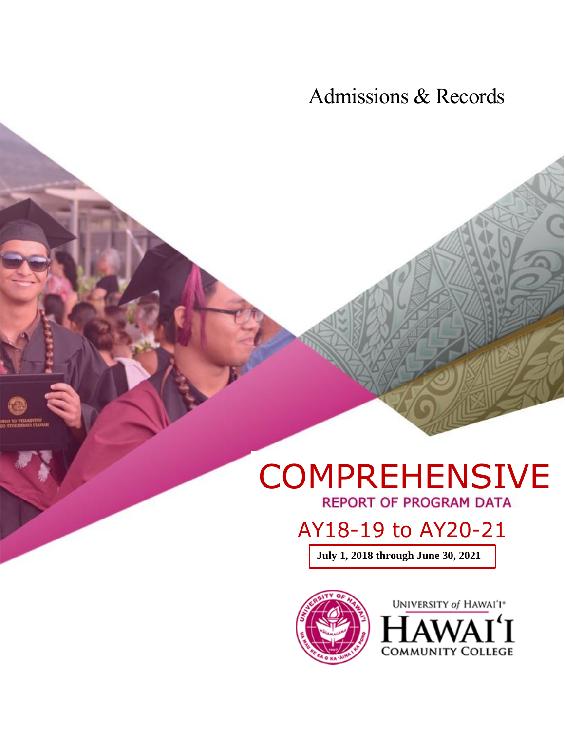Admissions & Records

# COMPREHENSIVE

## REPORT OF PROGRAM DATA

## AY18-19 to AY20-21

**July 1, 2018 through June 30, 2021**

UNIVERSITY of HAWAI'I®
HAWAI'I
COMMUNITY COLLEGE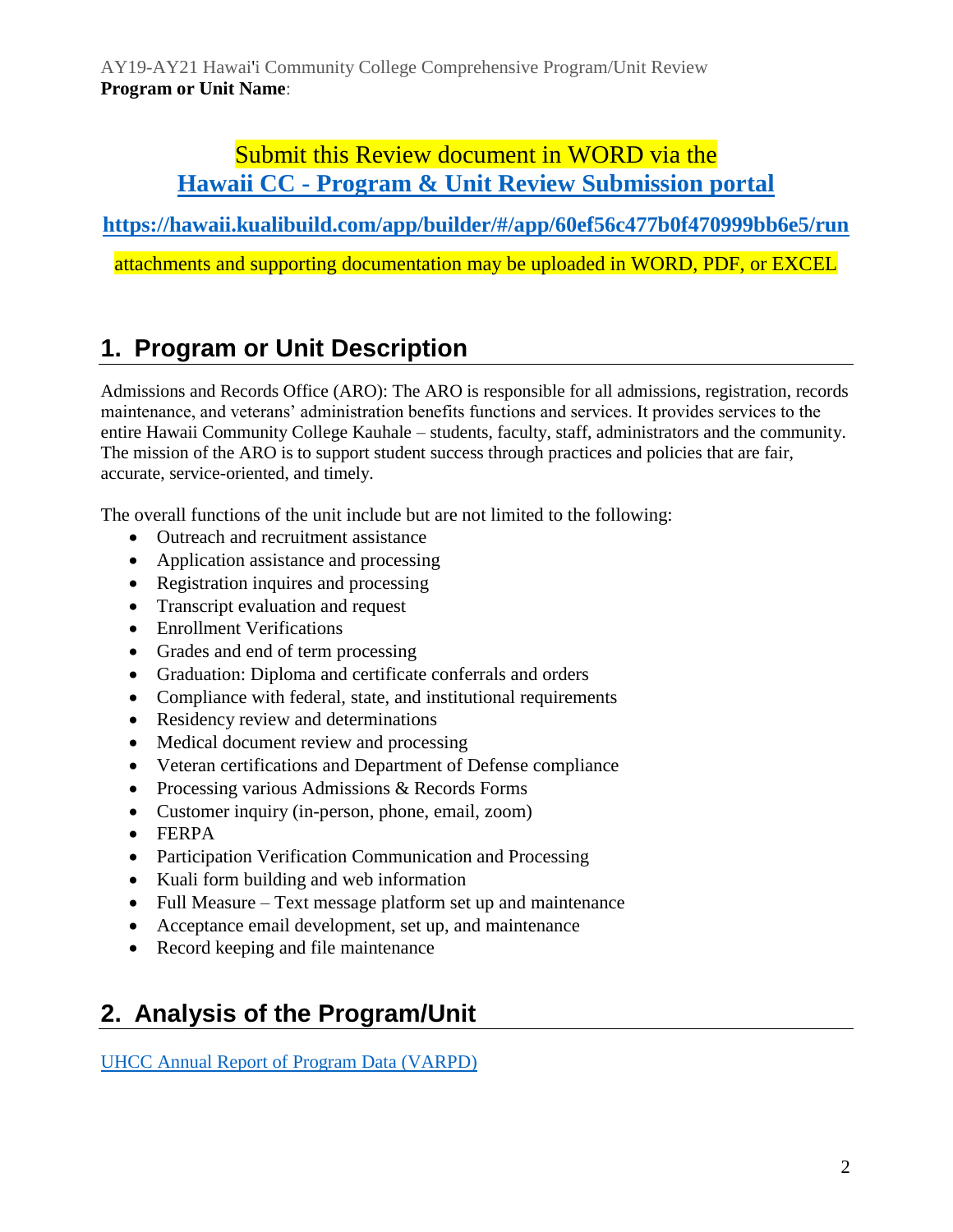**Program or Unit Name**:

Submit this Review document in WORD via the
[Hawaii CC - Program & Unit Review Submission portal](https://hawaii.kualibuild.com/app/builder/#/app/60ef56c477b0f470999bb6e5/run)

**https://hawaii.kualibuild.com/app/builder/#/app/60ef56c477b0f470999bb6e5/run**

attachments and supporting documentation may be uploaded in WORD, PDF, or EXCEL

## 1. Program or Unit Description

Admissions and Records Office (ARO): The ARO is responsible for all admissions, registration, records maintenance, and veterans' administration benefits functions and services. It provides services to the entire Hawaii Community College Kauhale – students, faculty, staff, administrators and the community. The mission of the ARO is to support student success through practices and policies that are fair, accurate, service-oriented, and timely.

The overall functions of the unit include but are not limited to the following:

- Outreach and recruitment assistance
- Application assistance and processing
- Registration inquires and processing
- Transcript evaluation and request
- Enrollment Verifications
- Grades and end of term processing
- Graduation: Diploma and certificate conferrals and orders
- Compliance with federal, state, and institutional requirements
- Residency review and determinations
- Medical document review and processing
- Veteran certifications and Department of Defense compliance
- Processing various Admissions & Records Forms
- Customer inquiry (in-person, phone, email, zoom)
- FERPA
- Participation Verification Communication and Processing
- Kuali form building and web information
- Full Measure – Text message platform set up and maintenance
- Acceptance email development, set up, and maintenance
- Record keeping and file maintenance

## 2. Analysis of the Program/Unit

UHCC Annual Report of Program Data (VARPD)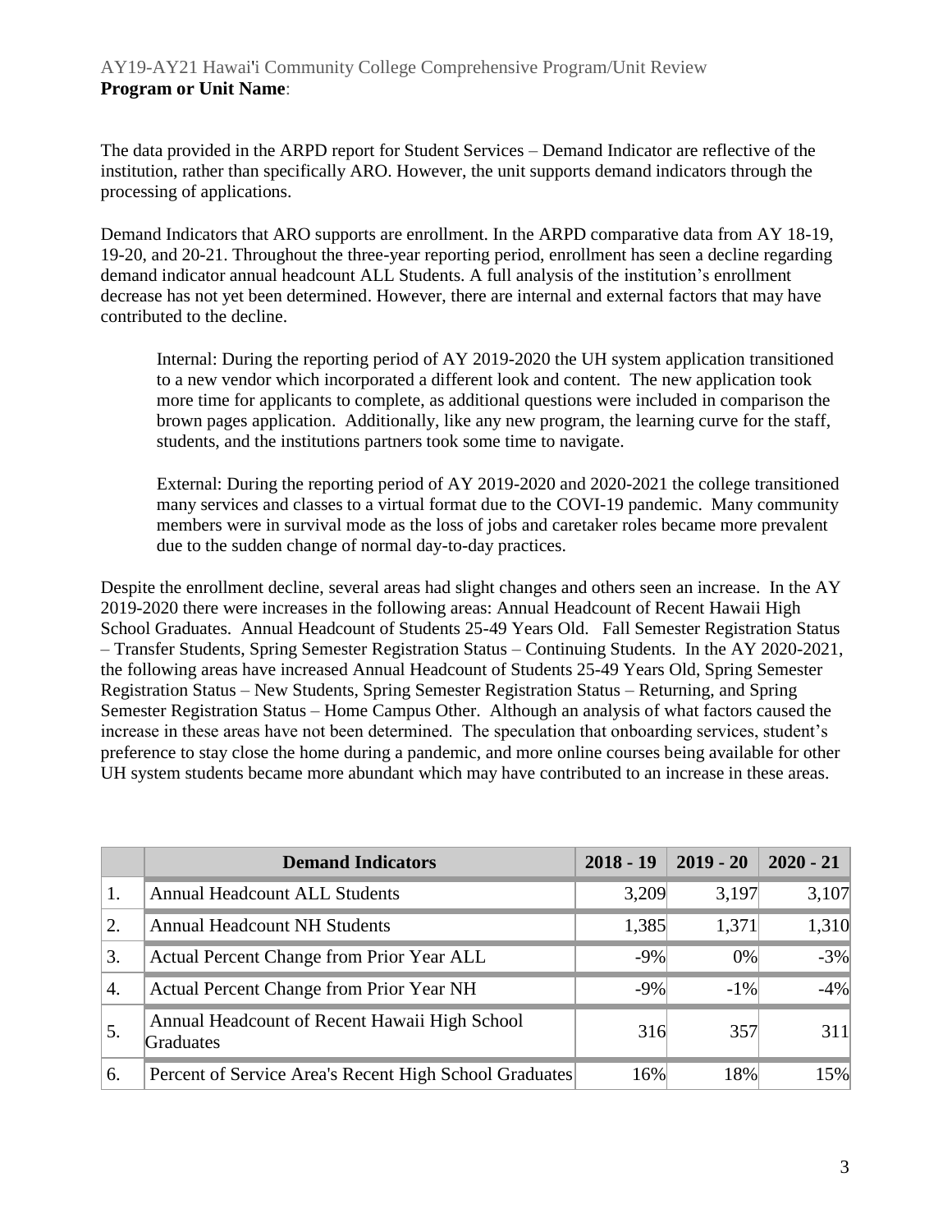The data provided in the ARPD report for Student Services – Demand Indicator are reflective of the institution, rather than specifically ARO. However, the unit supports demand indicators through the processing of applications.

Demand Indicators that ARO supports are enrollment. In the ARPD comparative data from AY 18-19, 19-20, and 20-21. Throughout the three-year reporting period, enrollment has seen a decline regarding demand indicator annual headcount ALL Students. A full analysis of the institution's enrollment decrease has not yet been determined. However, there are internal and external factors that may have contributed to the decline.

> Internal: During the reporting period of AY 2019-2020 the UH system application transitioned to a new vendor which incorporated a different look and content. The new application took more time for applicants to complete, as additional questions were included in comparison the brown pages application. Additionally, like any new program, the learning curve for the staff, students, and the institutions partners took some time to navigate.
>
> External: During the reporting period of AY 2019-2020 and 2020-2021 the college transitioned many services and classes to a virtual format due to the COVI-19 pandemic. Many community members were in survival mode as the loss of jobs and caretaker roles became more prevalent due to the sudden change of normal day-to-day practices.

Despite the enrollment decline, several areas had slight changes and others seen an increase. In the AY 2019-2020 there were increases in the following areas: Annual Headcount of Recent Hawaii High School Graduates. Annual Headcount of Students 25-49 Years Old. Fall Semester Registration Status – Transfer Students, Spring Semester Registration Status – Continuing Students. In the AY 2020-2021, the following areas have increased Annual Headcount of Students 25-49 Years Old, Spring Semester Registration Status – New Students, Spring Semester Registration Status – Returning, and Spring Semester Registration Status – Home Campus Other. Although an analysis of what factors caused the increase in these areas have not been determined. The speculation that onboarding services, student's preference to stay close the home during a pandemic, and more online courses being available for other UH system students became more abundant which may have contributed to an increase in these areas.

| | Demand Indicators | 2018 - 19 | 2019 - 20 | 2020 - 21 |
|---|---|---|---|---|
| 1. | Annual Headcount ALL Students | 3,209 | 3,197 | 3,107 |
| 2. | Annual Headcount NH Students | 1,385 | 1,371 | 1,310 |
| 3. | Actual Percent Change from Prior Year ALL | -9% | 0% | -3% |
| 4. | Actual Percent Change from Prior Year NH | -9% | -1% | -4% |
| 5. | Annual Headcount of Recent Hawaii High School Graduates | 316 | 357 | 311 |
| 6. | Percent of Service Area's Recent High School Graduates | 16% | 18% | 15% |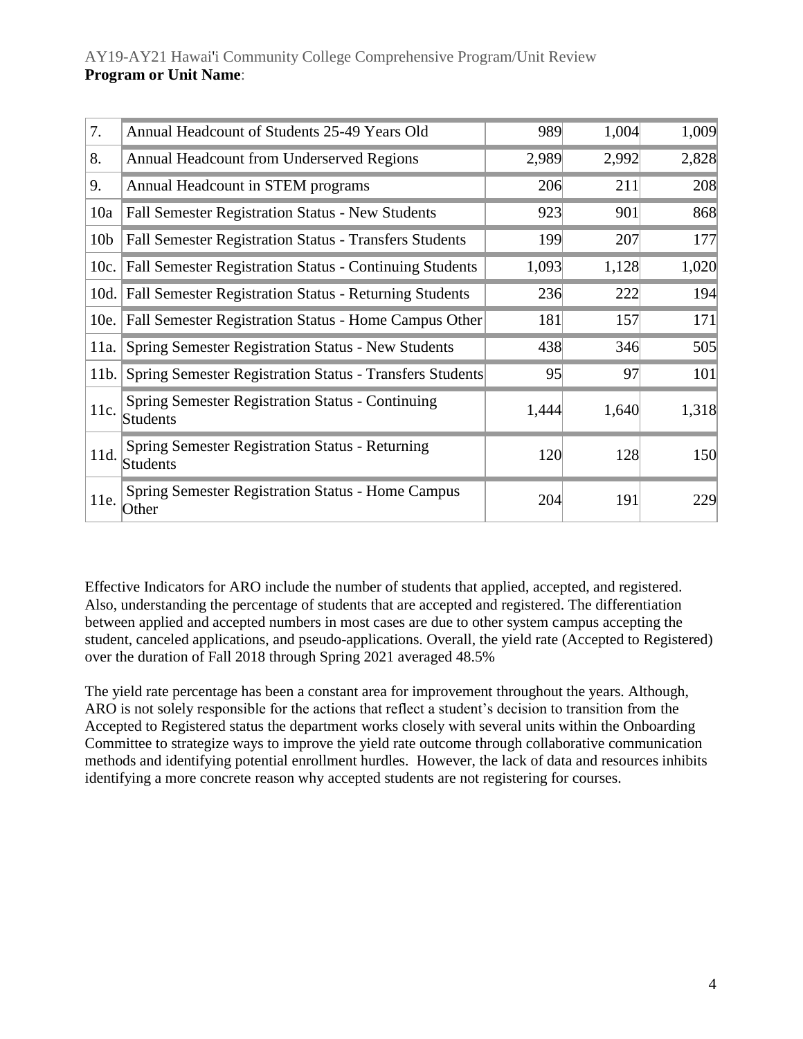| 7. | Annual Headcount of Students 25-49 Years Old | 989 | 1,004 | 1,009 |
|---|---|---|---|---|
| 8. | Annual Headcount from Underserved Regions | 2,989 | 2,992 | 2,828 |
| 9. | Annual Headcount in STEM programs | 206 | 211 | 208 |
| 10a | Fall Semester Registration Status - New Students | 923 | 901 | 868 |
| 10b | Fall Semester Registration Status - Transfers Students | 199 | 207 | 177 |
| 10c. | Fall Semester Registration Status - Continuing Students | 1,093 | 1,128 | 1,020 |
| 10d. | Fall Semester Registration Status - Returning Students | 236 | 222 | 194 |
| 10e. | Fall Semester Registration Status - Home Campus Other | 181 | 157 | 171 |
| 11a. | Spring Semester Registration Status - New Students | 438 | 346 | 505 |
| 11b. | Spring Semester Registration Status - Transfers Students | 95 | 97 | 101 |
| 11c. | Spring Semester Registration Status - Continuing Students | 1,444 | 1,640 | 1,318 |
| 11d. | Spring Semester Registration Status - Returning Students | 120 | 128 | 150 |
| 11e. | Spring Semester Registration Status - Home Campus Other | 204 | 191 | 229 |

Effective Indicators for ARO include the number of students that applied, accepted, and registered. Also, understanding the percentage of students that are accepted and registered. The differentiation between applied and accepted numbers in most cases are due to other system campus accepting the student, canceled applications, and pseudo-applications. Overall, the yield rate (Accepted to Registered) over the duration of Fall 2018 through Spring 2021 averaged 48.5%

The yield rate percentage has been a constant area for improvement throughout the years. Although, ARO is not solely responsible for the actions that reflect a student's decision to transition from the Accepted to Registered status the department works closely with several units within the Onboarding Committee to strategize ways to improve the yield rate outcome through collaborative communication methods and identifying potential enrollment hurdles. However, the lack of data and resources inhibits identifying a more concrete reason why accepted students are not registering for courses.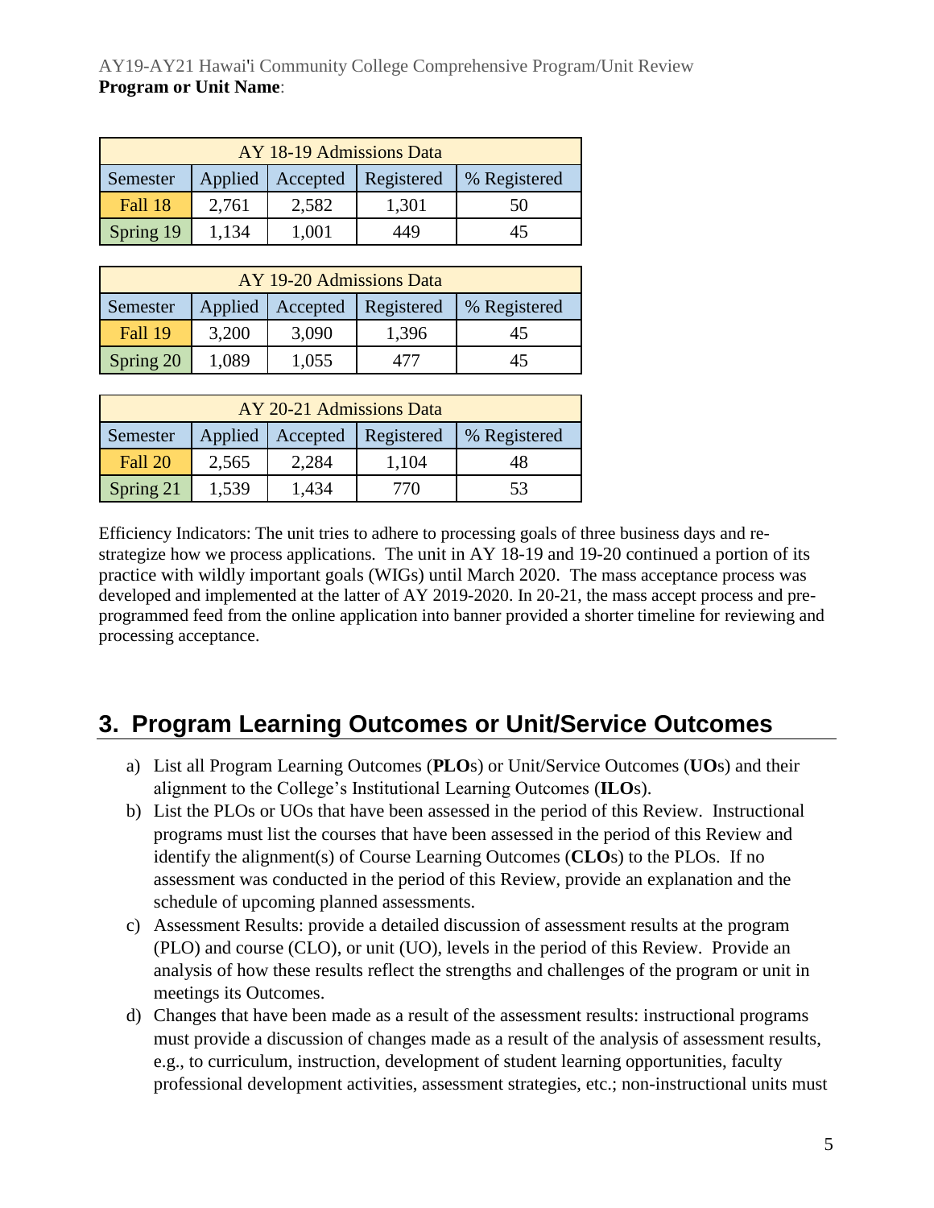**Program or Unit Name**:

| AY 18-19 Admissions Data | | | | |
|---|---|---|---|---|
| Semester | Applied | Accepted | Registered | % Registered |
| Fall 18 | 2,761 | 2,582 | 1,301 | 50 |
| Spring 19 | 1,134 | 1,001 | 449 | 45 |

| AY 19-20 Admissions Data | | | | |
|---|---|---|---|---|
| Semester | Applied | Accepted | Registered | % Registered |
| Fall 19 | 3,200 | 3,090 | 1,396 | 45 |
| Spring 20 | 1,089 | 1,055 | 477 | 45 |

| AY 20-21 Admissions Data | | | | |
|---|---|---|---|---|
| Semester | Applied | Accepted | Registered | % Registered |
| Fall 20 | 2,565 | 2,284 | 1,104 | 48 |
| Spring 21 | 1,539 | 1,434 | 770 | 53 |

Efficiency Indicators: The unit tries to adhere to processing goals of three business days and re-strategize how we process applications. The unit in AY 18-19 and 19-20 continued a portion of its practice with wildly important goals (WIGs) until March 2020. The mass acceptance process was developed and implemented at the latter of AY 2019-2020. In 20-21, the mass accept process and pre-programmed feed from the online application into banner provided a shorter timeline for reviewing and processing acceptance.

## 3. Program Learning Outcomes or Unit/Service Outcomes

a) List all Program Learning Outcomes (**PLO**s) or Unit/Service Outcomes (**UO**s) and their alignment to the College's Institutional Learning Outcomes (**ILO**s).

b) List the PLOs or UOs that have been assessed in the period of this Review. Instructional programs must list the courses that have been assessed in the period of this Review and identify the alignment(s) of Course Learning Outcomes (**CLO**s) to the PLOs. If no assessment was conducted in the period of this Review, provide an explanation and the schedule of upcoming planned assessments.

c) Assessment Results: provide a detailed discussion of assessment results at the program (PLO) and course (CLO), or unit (UO), levels in the period of this Review. Provide an analysis of how these results reflect the strengths and challenges of the program or unit in meetings its Outcomes.

d) Changes that have been made as a result of the assessment results: instructional programs must provide a discussion of changes made as a result of the analysis of assessment results, e.g., to curriculum, instruction, development of student learning opportunities, faculty professional development activities, assessment strategies, etc.; non-instructional units must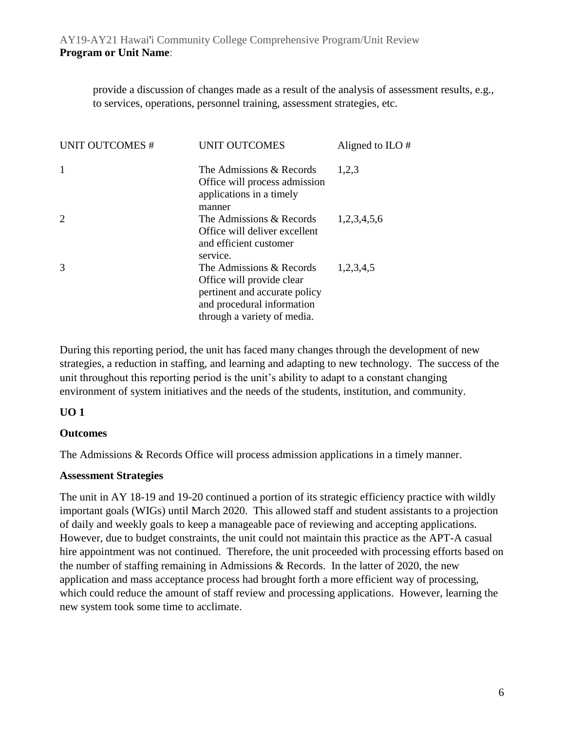provide a discussion of changes made as a result of the analysis of assessment results, e.g., to services, operations, personnel training, assessment strategies, etc.

| UNIT OUTCOMES # | UNIT OUTCOMES | Aligned to ILO # |
|---|---|---|
| 1 | The Admissions & Records Office will process admission applications in a timely manner | 1,2,3 |
| 2 | The Admissions & Records Office will deliver excellent and efficient customer service. | 1,2,3,4,5,6 |
| 3 | The Admissions & Records Office will provide clear pertinent and accurate policy and procedural information through a variety of media. | 1,2,3,4,5 |

During this reporting period, the unit has faced many changes through the development of new strategies, a reduction in staffing, and learning and adapting to new technology. The success of the unit throughout this reporting period is the unit's ability to adapt to a constant changing environment of system initiatives and the needs of the students, institution, and community.

**UO 1**

**Outcomes**

The Admissions & Records Office will process admission applications in a timely manner.

**Assessment Strategies**

The unit in AY 18-19 and 19-20 continued a portion of its strategic efficiency practice with wildly important goals (WIGs) until March 2020. This allowed staff and student assistants to a projection of daily and weekly goals to keep a manageable pace of reviewing and accepting applications. However, due to budget constraints, the unit could not maintain this practice as the APT-A casual hire appointment was not continued. Therefore, the unit proceeded with processing efforts based on the number of staffing remaining in Admissions & Records. In the latter of 2020, the new application and mass acceptance process had brought forth a more efficient way of processing, which could reduce the amount of staff review and processing applications. However, learning the new system took some time to acclimate.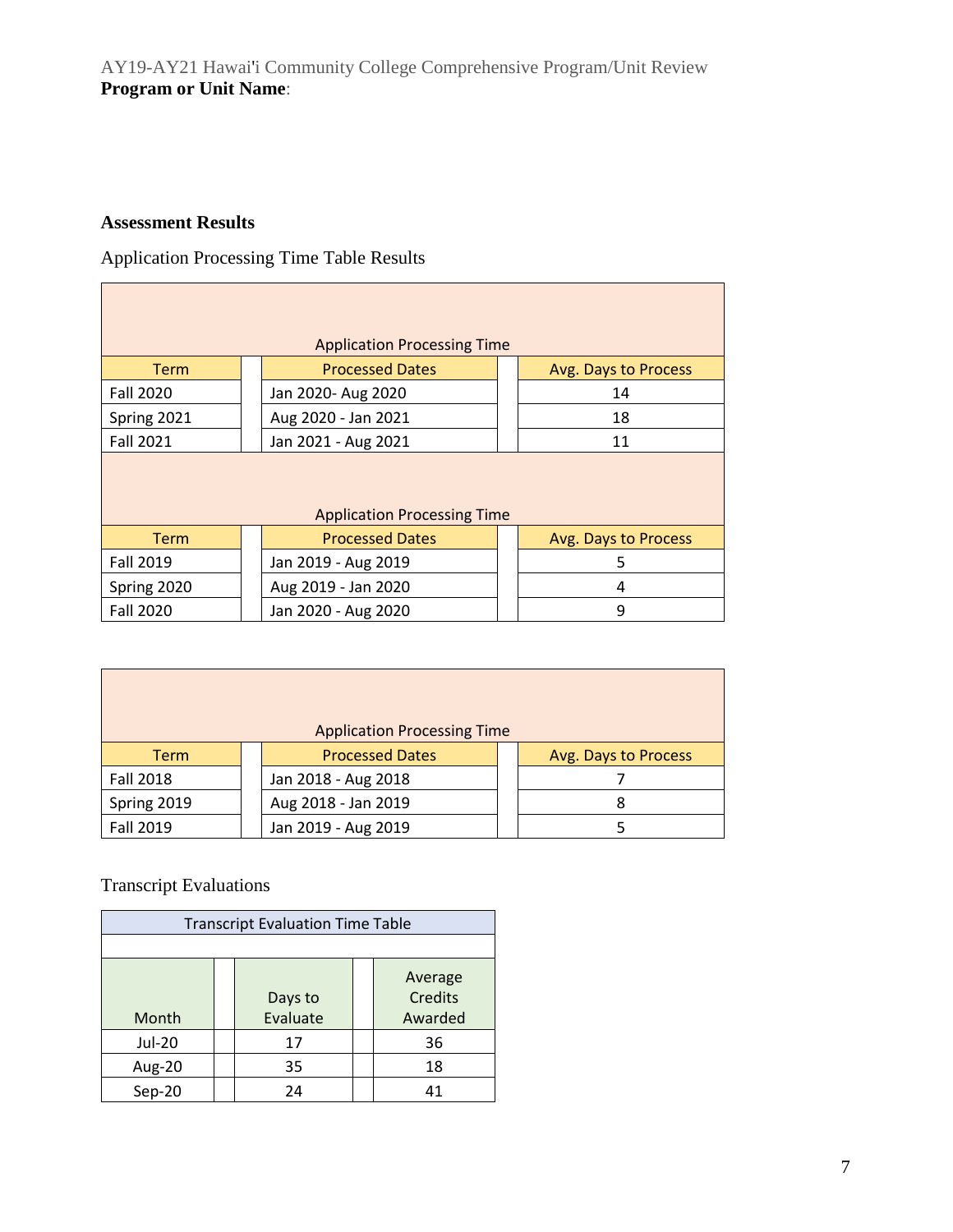**Program or Unit Name**:

**Assessment Results**

Application Processing Time Table Results

| Application Processing Time | | | | |
|---|---|---|---|---|
| Term | | Processed Dates | | Avg. Days to Process |
| Fall 2020 | | Jan 2020- Aug 2020 | | 14 |
| Spring 2021 | | Aug 2020 - Jan 2021 | | 18 |
| Fall 2021 | | Jan 2021 - Aug 2021 | | 11 |

| Application Processing Time | | | | |
|---|---|---|---|---|
| Term | | Processed Dates | | Avg. Days to Process |
| Fall 2019 | | Jan 2019 - Aug 2019 | | 5 |
| Spring 2020 | | Aug 2019 - Jan 2020 | | 4 |
| Fall 2020 | | Jan 2020 - Aug 2020 | | 9 |

| Application Processing Time | | | | |
|---|---|---|---|---|
| Term | | Processed Dates | | Avg. Days to Process |
| Fall 2018 | | Jan 2018 - Aug 2018 | | 7 |
| Spring 2019 | | Aug 2018 - Jan 2019 | | 8 |
| Fall 2019 | | Jan 2019 - Aug 2019 | | 5 |

Transcript Evaluations

| Transcript Evaluation Time Table | | | | |
|---|---|---|---|---|
| Month | | Days to Evaluate | | Average Credits Awarded |
| Jul-20 | | 17 | | 36 |
| Aug-20 | | 35 | | 18 |
| Sep-20 | | 24 | | 41 |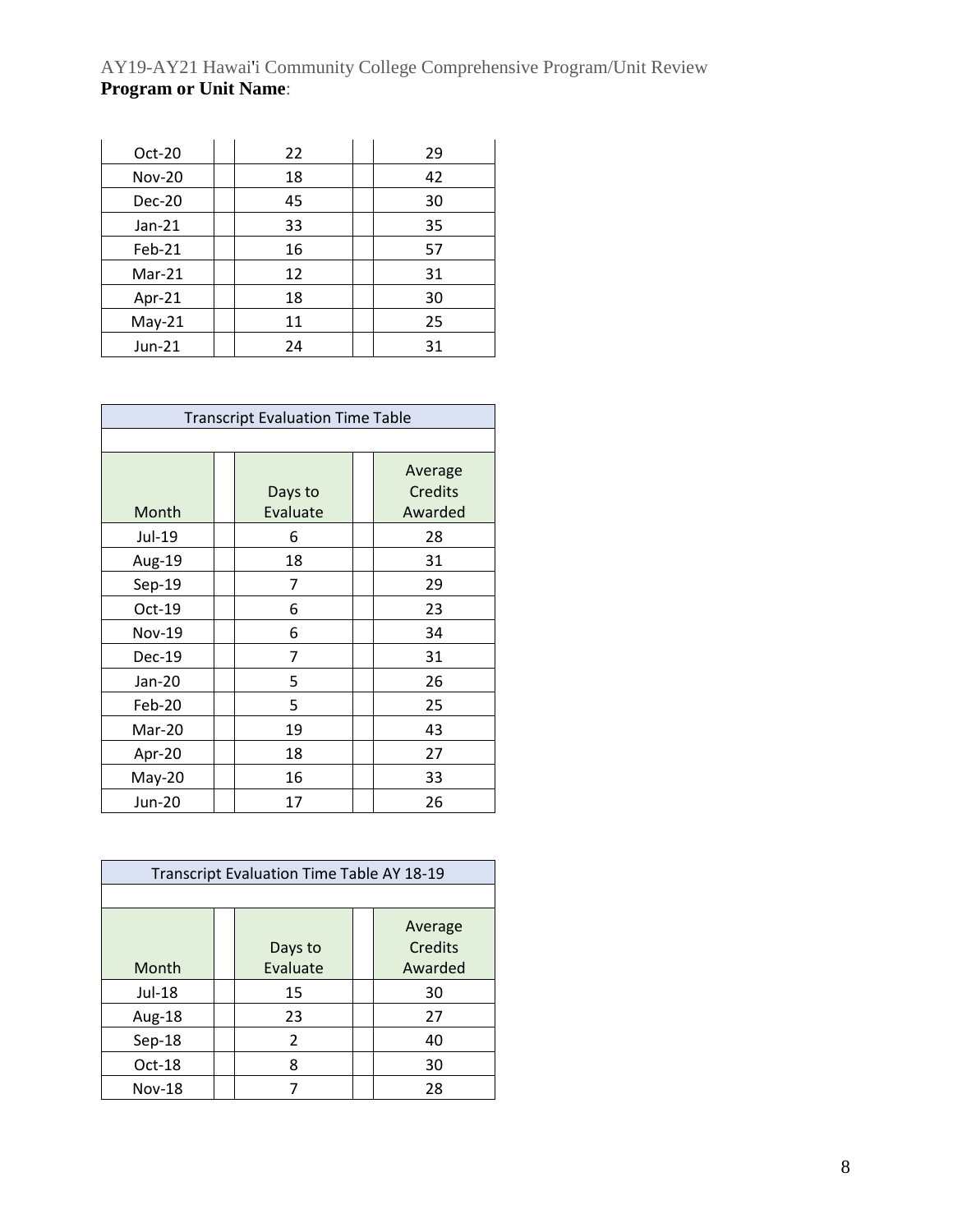| Month | | Days to Evaluate | | Average Credits Awarded |
|---|---|---|---|---|
| Oct-20 | | 22 | | 29 |
| Nov-20 | | 18 | | 42 |
| Dec-20 | | 45 | | 30 |
| Jan-21 | | 33 | | 35 |
| Feb-21 | | 16 | | 57 |
| Mar-21 | | 12 | | 31 |
| Apr-21 | | 18 | | 30 |
| May-21 | | 11 | | 25 |
| Jun-21 | | 24 | | 31 |

| Transcript Evaluation Time Table | | | | |
|---|---|---|---|---|
| | | | | |
| Month | | Days to Evaluate | | Average Credits Awarded |
| Jul-19 | | 6 | | 28 |
| Aug-19 | | 18 | | 31 |
| Sep-19 | | 7 | | 29 |
| Oct-19 | | 6 | | 23 |
| Nov-19 | | 6 | | 34 |
| Dec-19 | | 7 | | 31 |
| Jan-20 | | 5 | | 26 |
| Feb-20 | | 5 | | 25 |
| Mar-20 | | 19 | | 43 |
| Apr-20 | | 18 | | 27 |
| May-20 | | 16 | | 33 |
| Jun-20 | | 17 | | 26 |

| Transcript Evaluation Time Table AY 18-19 | | | | |
|---|---|---|---|---|
| | | | | |
| Month | | Days to Evaluate | | Average Credits Awarded |
| Jul-18 | | 15 | | 30 |
| Aug-18 | | 23 | | 27 |
| Sep-18 | | 2 | | 40 |
| Oct-18 | | 8 | | 30 |
| Nov-18 | | 7 | | 28 |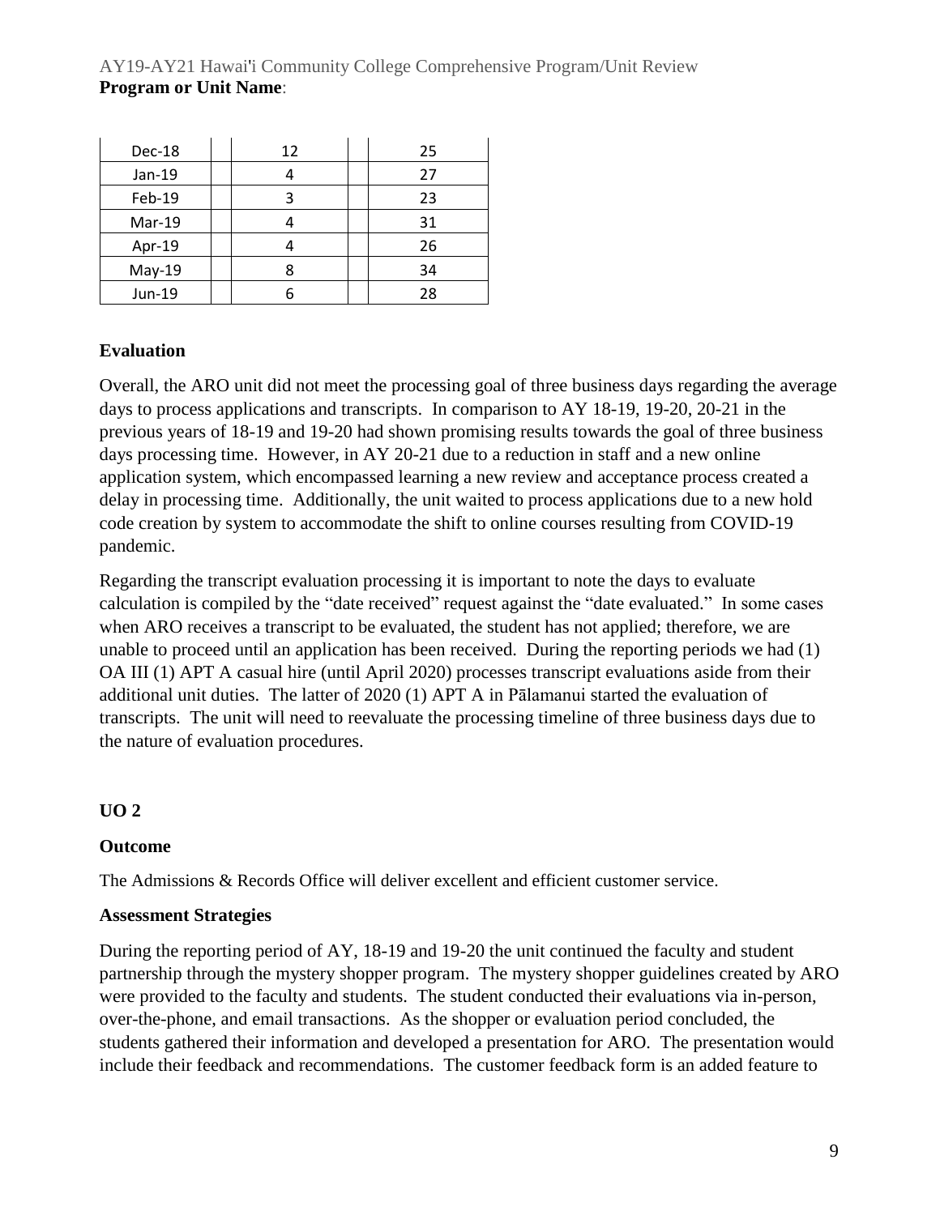| Dec-18 | | 12 | | 25 |
|---|---|---|---|---|
| Jan-19 | | 4 | | 27 |
| Feb-19 | | 3 | | 23 |
| Mar-19 | | 4 | | 31 |
| Apr-19 | | 4 | | 26 |
| May-19 | | 8 | | 34 |
| Jun-19 | | 6 | | 28 |

**Evaluation**

Overall, the ARO unit did not meet the processing goal of three business days regarding the average days to process applications and transcripts. In comparison to AY 18-19, 19-20, 20-21 in the previous years of 18-19 and 19-20 had shown promising results towards the goal of three business days processing time. However, in AY 20-21 due to a reduction in staff and a new online application system, which encompassed learning a new review and acceptance process created a delay in processing time. Additionally, the unit waited to process applications due to a new hold code creation by system to accommodate the shift to online courses resulting from COVID-19 pandemic.

Regarding the transcript evaluation processing it is important to note the days to evaluate calculation is compiled by the "date received" request against the "date evaluated." In some cases when ARO receives a transcript to be evaluated, the student has not applied; therefore, we are unable to proceed until an application has been received. During the reporting periods we had (1) OA III (1) APT A casual hire (until April 2020) processes transcript evaluations aside from their additional unit duties. The latter of 2020 (1) APT A in Pālamanui started the evaluation of transcripts. The unit will need to reevaluate the processing timeline of three business days due to the nature of evaluation procedures.

**UO 2**

**Outcome**

The Admissions & Records Office will deliver excellent and efficient customer service.

**Assessment Strategies**

During the reporting period of AY, 18-19 and 19-20 the unit continued the faculty and student partnership through the mystery shopper program. The mystery shopper guidelines created by ARO were provided to the faculty and students. The student conducted their evaluations via in-person, over-the-phone, and email transactions. As the shopper or evaluation period concluded, the students gathered their information and developed a presentation for ARO. The presentation would include their feedback and recommendations. The customer feedback form is an added feature to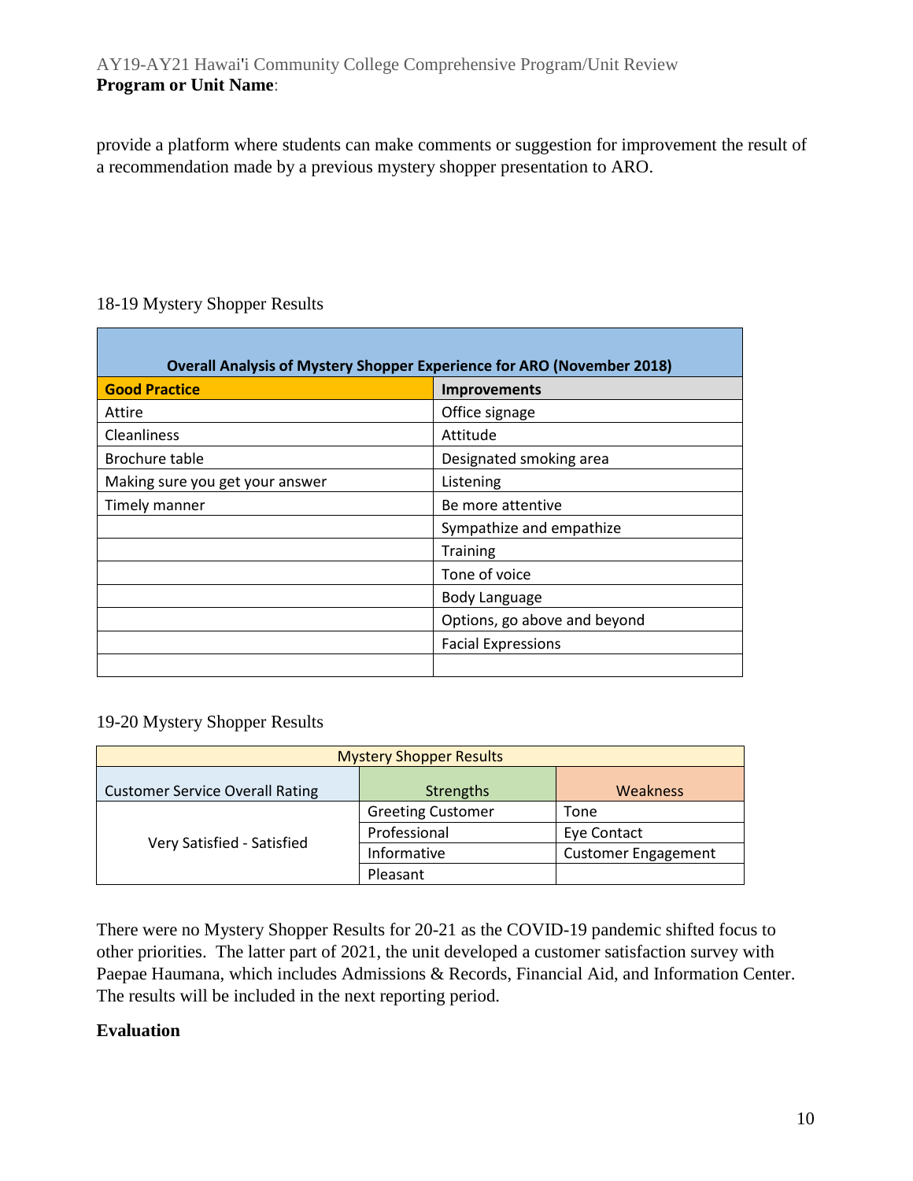provide a platform where students can make comments or suggestion for improvement the result of a recommendation made by a previous mystery shopper presentation to ARO.

18-19 Mystery Shopper Results

| Overall Analysis of Mystery Shopper Experience for ARO (November 2018) | |
|---|---|
| **Good Practice** | **Improvements** |
| Attire | Office signage |
| Cleanliness | Attitude |
| Brochure table | Designated smoking area |
| Making sure you get your answer | Listening |
| Timely manner | Be more attentive |
| | Sympathize and empathize |
| | Training |
| | Tone of voice |
| | Body Language |
| | Options, go above and beyond |
| | Facial Expressions |
| | |

19-20 Mystery Shopper Results

| Mystery Shopper Results | | |
|---|---|---|
| Customer Service Overall Rating | Strengths | Weakness |
| Very Satisfied - Satisfied | Greeting Customer | Tone |
| | Professional | Eye Contact |
| | Informative | Customer Engagement |
| | Pleasant | |

There were no Mystery Shopper Results for 20-21 as the COVID-19 pandemic shifted focus to other priorities. The latter part of 2021, the unit developed a customer satisfaction survey with Paepae Haumana, which includes Admissions & Records, Financial Aid, and Information Center. The results will be included in the next reporting period.

**Evaluation**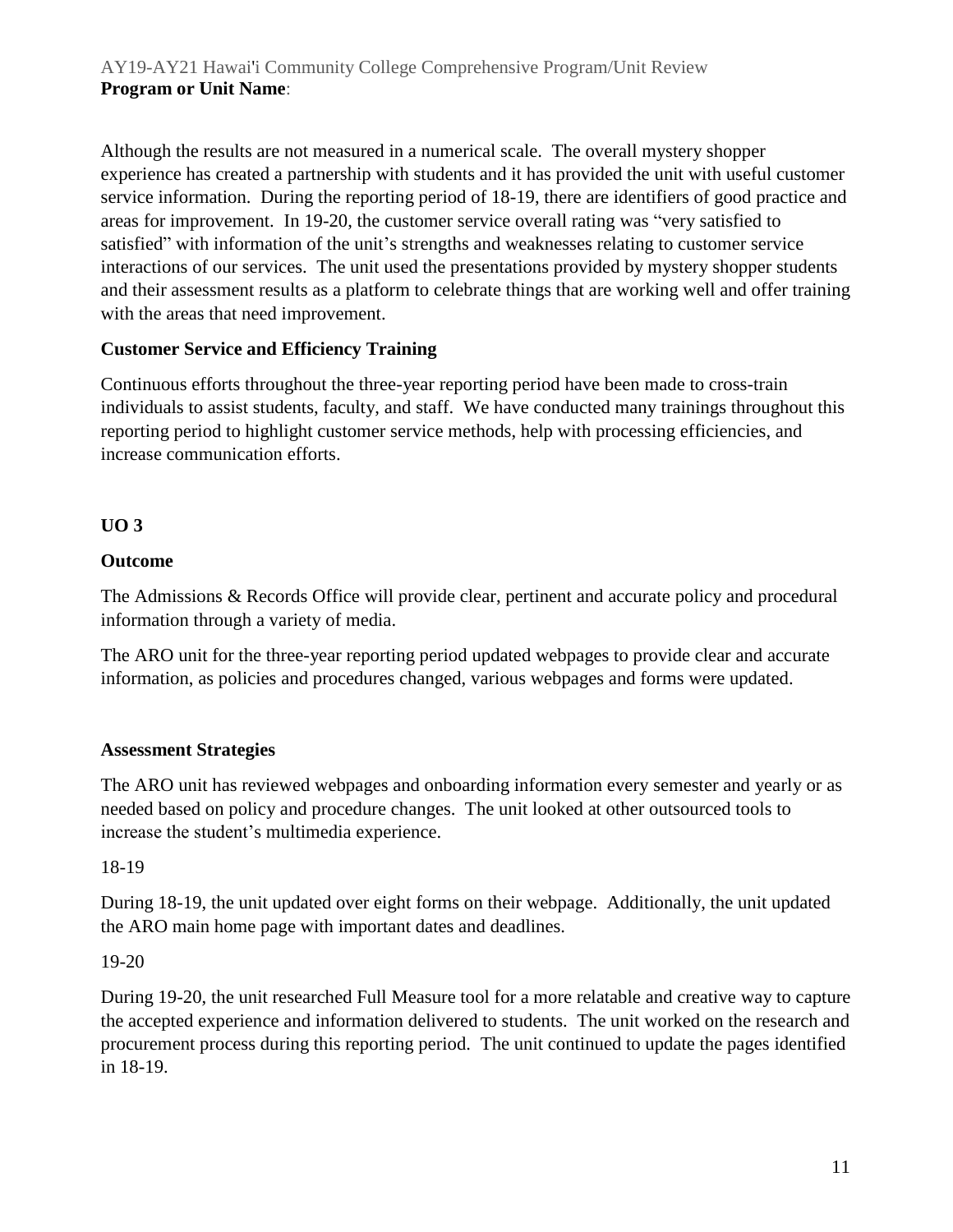Although the results are not measured in a numerical scale. The overall mystery shopper experience has created a partnership with students and it has provided the unit with useful customer service information. During the reporting period of 18-19, there are identifiers of good practice and areas for improvement. In 19-20, the customer service overall rating was "very satisfied to satisfied" with information of the unit's strengths and weaknesses relating to customer service interactions of our services. The unit used the presentations provided by mystery shopper students and their assessment results as a platform to celebrate things that are working well and offer training with the areas that need improvement.

**Customer Service and Efficiency Training**

Continuous efforts throughout the three-year reporting period have been made to cross-train individuals to assist students, faculty, and staff. We have conducted many trainings throughout this reporting period to highlight customer service methods, help with processing efficiencies, and increase communication efforts.

**UO 3**

**Outcome**

The Admissions & Records Office will provide clear, pertinent and accurate policy and procedural information through a variety of media.

The ARO unit for the three-year reporting period updated webpages to provide clear and accurate information, as policies and procedures changed, various webpages and forms were updated.

**Assessment Strategies**

The ARO unit has reviewed webpages and onboarding information every semester and yearly or as needed based on policy and procedure changes. The unit looked at other outsourced tools to increase the student's multimedia experience.

18-19

During 18-19, the unit updated over eight forms on their webpage. Additionally, the unit updated the ARO main home page with important dates and deadlines.

19-20

During 19-20, the unit researched Full Measure tool for a more relatable and creative way to capture the accepted experience and information delivered to students. The unit worked on the research and procurement process during this reporting period. The unit continued to update the pages identified in 18-19.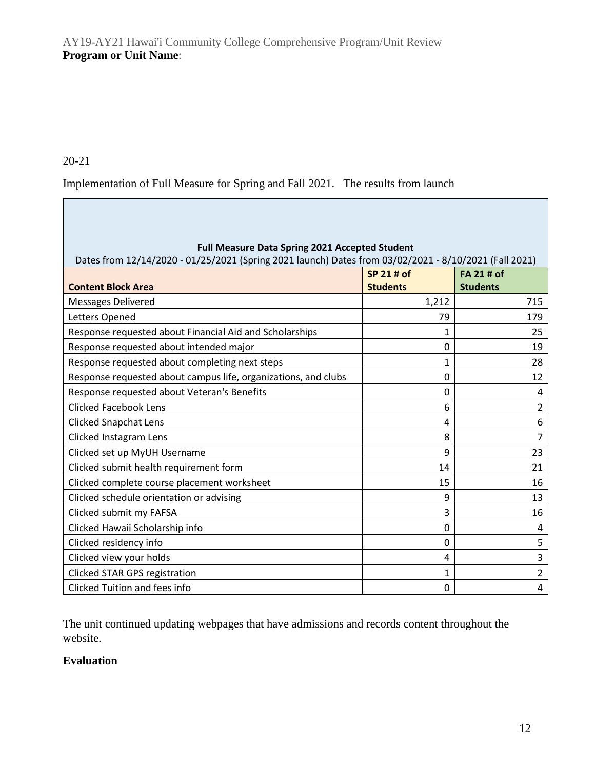20-21

Implementation of Full Measure for Spring and Fall 2021. The results from launch

| Full Measure Data Spring 2021 Accepted Student<br>Dates from 12/14/2020 - 01/25/2021 (Spring 2021 launch) Dates from 03/02/2021 - 8/10/2021 (Fall 2021) | | |
|---|---|---|
| **Content Block Area** | **SP 21 # of Students** | **FA 21 # of Students** |
| Messages Delivered | 1,212 | 715 |
| Letters Opened | 79 | 179 |
| Response requested about Financial Aid and Scholarships | 1 | 25 |
| Response requested about intended major | 0 | 19 |
| Response requested about completing next steps | 1 | 28 |
| Response requested about campus life, organizations, and clubs | 0 | 12 |
| Response requested about Veteran's Benefits | 0 | 4 |
| Clicked Facebook Lens | 6 | 2 |
| Clicked Snapchat Lens | 4 | 6 |
| Clicked Instagram Lens | 8 | 7 |
| Clicked set up MyUH Username | 9 | 23 |
| Clicked submit health requirement form | 14 | 21 |
| Clicked complete course placement worksheet | 15 | 16 |
| Clicked schedule orientation or advising | 9 | 13 |
| Clicked submit my FAFSA | 3 | 16 |
| Clicked Hawaii Scholarship info | 0 | 4 |
| Clicked residency info | 0 | 5 |
| Clicked view your holds | 4 | 3 |
| Clicked STAR GPS registration | 1 | 2 |
| Clicked Tuition and fees info | 0 | 4 |

The unit continued updating webpages that have admissions and records content throughout the website.

**Evaluation**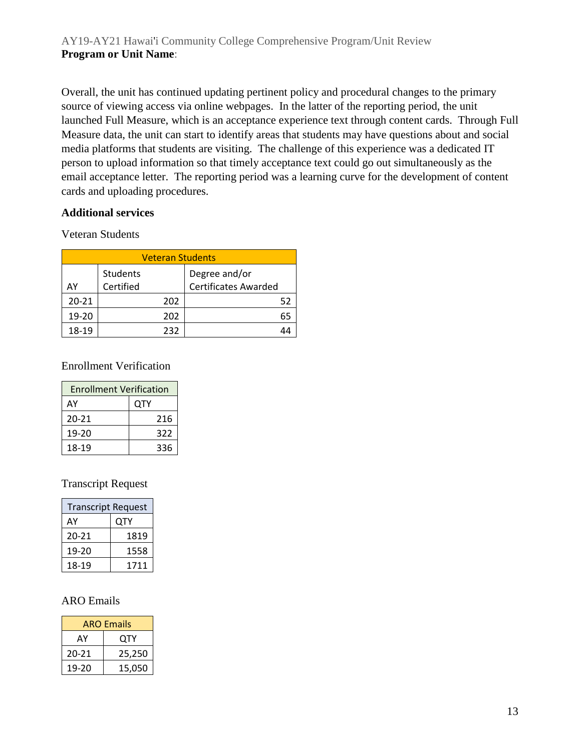Overall, the unit has continued updating pertinent policy and procedural changes to the primary source of viewing access via online webpages. In the latter of the reporting period, the unit launched Full Measure, which is an acceptance experience text through content cards. Through Full Measure data, the unit can start to identify areas that students may have questions about and social media platforms that students are visiting. The challenge of this experience was a dedicated IT person to upload information so that timely acceptance text could go out simultaneously as the email acceptance letter. The reporting period was a learning curve for the development of content cards and uploading procedures.

**Additional services**

Veteran Students

| Veteran Students | | |
|---|---|---|
| AY | Students Certified | Degree and/or Certificates Awarded |
| 20-21 | 202 | 52 |
| 19-20 | 202 | 65 |
| 18-19 | 232 | 44 |

Enrollment Verification

| Enrollment Verification | |
|---|---|
| AY | QTY |
| 20-21 | 216 |
| 19-20 | 322 |
| 18-19 | 336 |

Transcript Request

| Transcript Request | |
|---|---|
| AY | QTY |
| 20-21 | 1819 |
| 19-20 | 1558 |
| 18-19 | 1711 |

ARO Emails

| ARO Emails | |
|---|---|
| AY | QTY |
| 20-21 | 25,250 |
| 19-20 | 15,050 |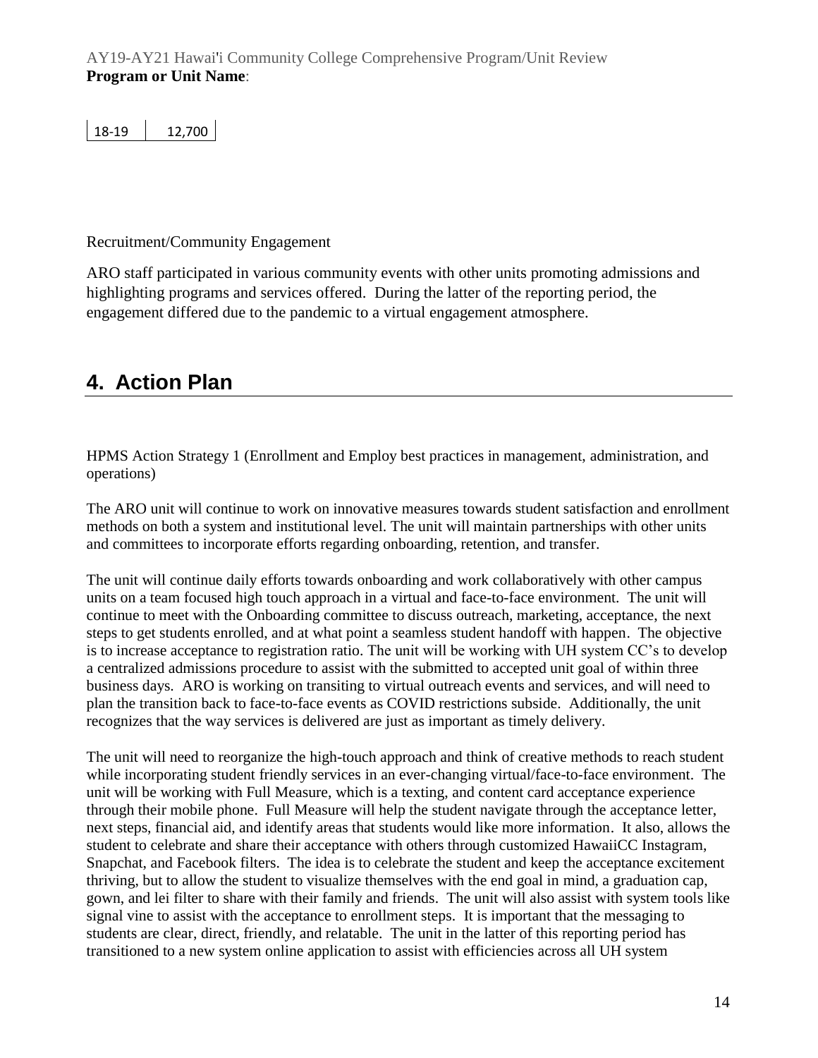| 18-19 | 12,700 |
|---|---|

Recruitment/Community Engagement

ARO staff participated in various community events with other units promoting admissions and highlighting programs and services offered. During the latter of the reporting period, the engagement differed due to the pandemic to a virtual engagement atmosphere.

## 4. Action Plan

HPMS Action Strategy 1 (Enrollment and Employ best practices in management, administration, and operations)

The ARO unit will continue to work on innovative measures towards student satisfaction and enrollment methods on both a system and institutional level. The unit will maintain partnerships with other units and committees to incorporate efforts regarding onboarding, retention, and transfer.

The unit will continue daily efforts towards onboarding and work collaboratively with other campus units on a team focused high touch approach in a virtual and face-to-face environment. The unit will continue to meet with the Onboarding committee to discuss outreach, marketing, acceptance, the next steps to get students enrolled, and at what point a seamless student handoff with happen. The objective is to increase acceptance to registration ratio. The unit will be working with UH system CC's to develop a centralized admissions procedure to assist with the submitted to accepted unit goal of within three business days. ARO is working on transiting to virtual outreach events and services, and will need to plan the transition back to face-to-face events as COVID restrictions subside. Additionally, the unit recognizes that the way services is delivered are just as important as timely delivery.

The unit will need to reorganize the high-touch approach and think of creative methods to reach student while incorporating student friendly services in an ever-changing virtual/face-to-face environment. The unit will be working with Full Measure, which is a texting, and content card acceptance experience through their mobile phone. Full Measure will help the student navigate through the acceptance letter, next steps, financial aid, and identify areas that students would like more information. It also, allows the student to celebrate and share their acceptance with others through customized HawaiiCC Instagram, Snapchat, and Facebook filters. The idea is to celebrate the student and keep the acceptance excitement thriving, but to allow the student to visualize themselves with the end goal in mind, a graduation cap, gown, and lei filter to share with their family and friends. The unit will also assist with system tools like signal vine to assist with the acceptance to enrollment steps. It is important that the messaging to students are clear, direct, friendly, and relatable. The unit in the latter of this reporting period has transitioned to a new system online application to assist with efficiencies across all UH system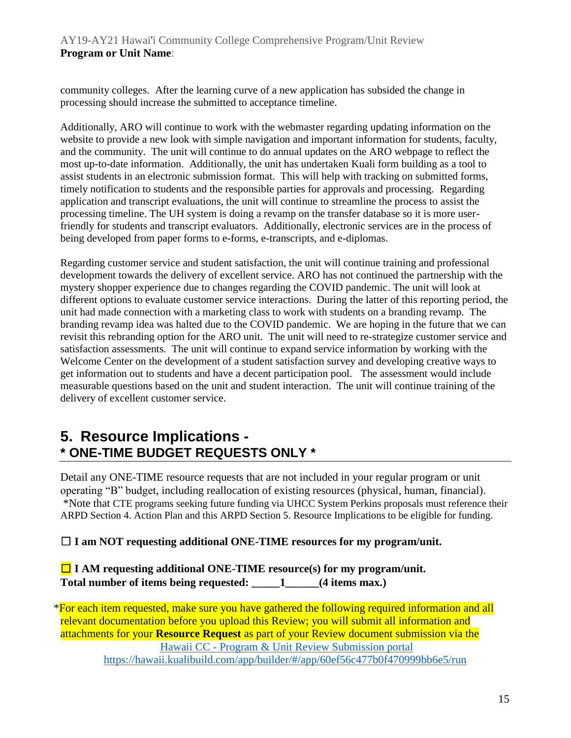community colleges. After the learning curve of a new application has subsided the change in processing should increase the submitted to acceptance timeline.

Additionally, ARO will continue to work with the webmaster regarding updating information on the website to provide a new look with simple navigation and important information for students, faculty, and the community. The unit will continue to do annual updates on the ARO webpage to reflect the most up-to-date information. Additionally, the unit has undertaken Kuali form building as a tool to assist students in an electronic submission format. This will help with tracking on submitted forms, timely notification to students and the responsible parties for approvals and processing. Regarding application and transcript evaluations, the unit will continue to streamline the process to assist the processing timeline. The UH system is doing a revamp on the transfer database so it is more user-friendly for students and transcript evaluators. Additionally, electronic services are in the process of being developed from paper forms to e-forms, e-transcripts, and e-diplomas.

Regarding customer service and student satisfaction, the unit will continue training and professional development towards the delivery of excellent service. ARO has not continued the partnership with the mystery shopper experience due to changes regarding the COVID pandemic. The unit will look at different options to evaluate customer service interactions. During the latter of this reporting period, the unit had made connection with a marketing class to work with students on a branding revamp. The branding revamp idea was halted due to the COVID pandemic. We are hoping in the future that we can revisit this rebranding option for the ARO unit. The unit will need to re-strategize customer service and satisfaction assessments. The unit will continue to expand service information by working with the Welcome Center on the development of a student satisfaction survey and developing creative ways to get information out to students and have a decent participation pool. The assessment would include measurable questions based on the unit and student interaction. The unit will continue training of the delivery of excellent customer service.

## 5. Resource Implications - * ONE-TIME BUDGET REQUESTS ONLY *

Detail any ONE-TIME resource requests that are not included in your regular program or unit operating "B" budget, including reallocation of existing resources (physical, human, financial). *Note that CTE programs seeking future funding via UHCC System Perkins proposals must reference their ARPD Section 4. Action Plan and this ARPD Section 5. Resource Implications to be eligible for funding.

☐ **I am NOT requesting additional ONE-TIME resources for my program/unit.**

☐ **I AM requesting additional ONE-TIME resource(s) for my program/unit.**
**Total number of items being requested: _____1______(4 items max.)**

*For each item requested, make sure you have gathered the following required information and all relevant documentation before you upload this Review; you will submit all information and attachments for your **Resource Request** as part of your Review document submission via the [Hawaii CC - Program & Unit Review Submission portal](https://hawaii.kualibuild.com/app/builder/#/app/60ef56c477b0f470999bb6e5/run)
https://hawaii.kualibuild.com/app/builder/#/app/60ef56c477b0f470999bb6e5/run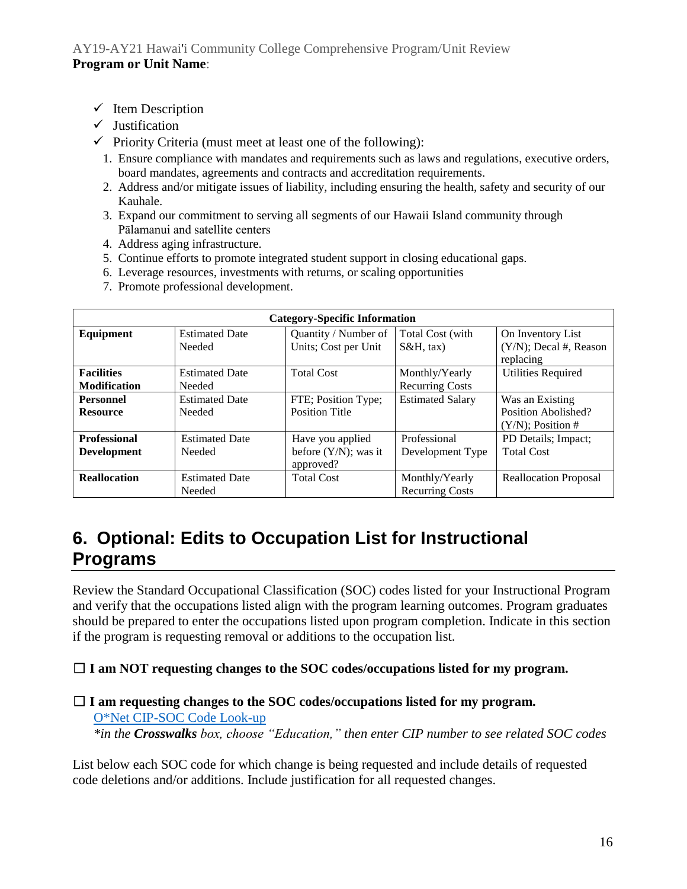- ✓ Item Description
- ✓ Justification
- ✓ Priority Criteria (must meet at least one of the following):

1. Ensure compliance with mandates and requirements such as laws and regulations, executive orders, board mandates, agreements and contracts and accreditation requirements.
2. Address and/or mitigate issues of liability, including ensuring the health, safety and security of our Kauhale.
3. Expand our commitment to serving all segments of our Hawaii Island community through Pālamanui and satellite centers
4. Address aging infrastructure.
5. Continue efforts to promote integrated student support in closing educational gaps.
6. Leverage resources, investments with returns, or scaling opportunities
7. Promote professional development.

| Category-Specific Information | | | | |
|---|---|---|---|---|
| **Equipment** | Estimated Date Needed | Quantity / Number of Units; Cost per Unit | Total Cost (with S&H, tax) | On Inventory List (Y/N); Decal #, Reason replacing |
| **Facilities Modification** | Estimated Date Needed | Total Cost | Monthly/Yearly Recurring Costs | Utilities Required |
| **Personnel Resource** | Estimated Date Needed | FTE; Position Type; Position Title | Estimated Salary | Was an Existing Position Abolished? (Y/N); Position # |
| **Professional Development** | Estimated Date Needed | Have you applied before (Y/N); was it approved? | Professional Development Type | PD Details; Impact; Total Cost |
| **Reallocation** | Estimated Date Needed | Total Cost | Monthly/Yearly Recurring Costs | Reallocation Proposal |

## 6. Optional: Edits to Occupation List for Instructional Programs

Review the Standard Occupational Classification (SOC) codes listed for your Instructional Program and verify that the occupations listed align with the program learning outcomes. Program graduates should be prepared to enter the occupations listed upon program completion. Indicate in this section if the program is requesting removal or additions to the occupation list.

☐ **I am NOT requesting changes to the SOC codes/occupations listed for my program.**

☐ **I am requesting changes to the SOC codes/occupations listed for my program.**
O*Net CIP-SOC Code Look-up
*in the **Crosswalks** box, choose "Education," then enter CIP number to see related SOC codes*

List below each SOC code for which change is being requested and include details of requested code deletions and/or additions. Include justification for all requested changes.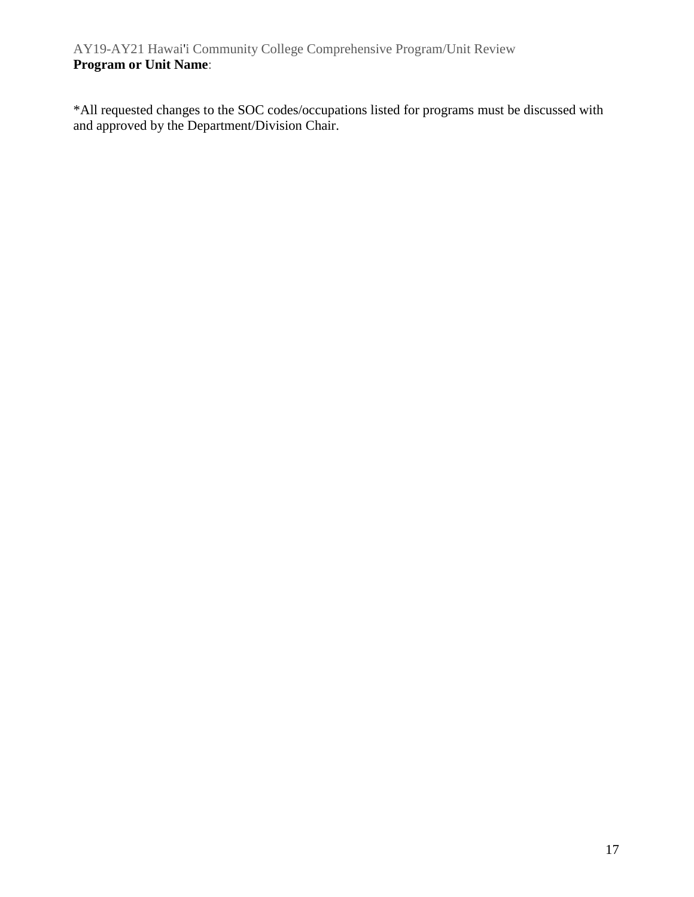*All requested changes to the SOC codes/occupations listed for programs must be discussed with and approved by the Department/Division Chair.